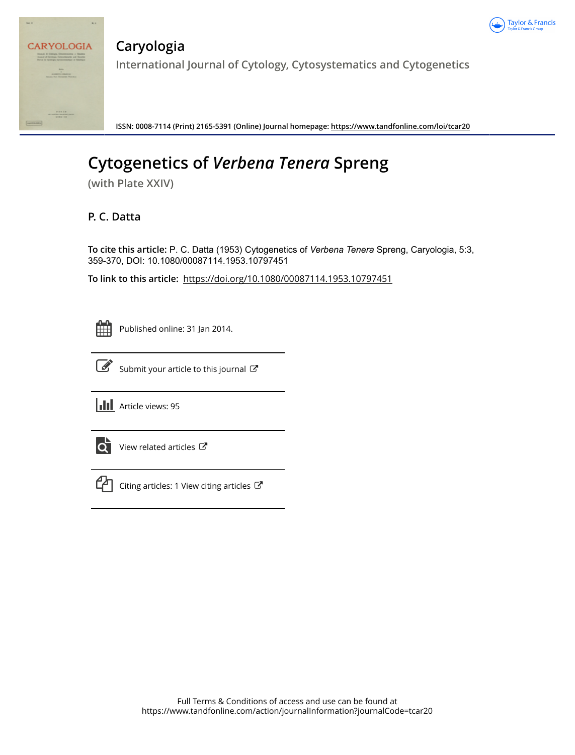# Caryologia

International Journal of Cytology, Cytosystematics and Cytogenetics

ISSN: 0008-7114 (Print) 2165-5391 (Online) Journal homepage: https://www.tandfonline.com/loi/tcar20

# Cytogenetics of *Verbena Tenera* Spreng

(with Plate XXIV)

**P. C. Datta**

**To cite this article:** P. C. Datta (1953) Cytogenetics of *Verbena Tenera* Spreng, Caryologia, 5:3, 359-370, DOI: 10.1080/00087114.1953.10797451

**To link to this article:** https://doi.org/10.1080/00087114.1953.10797451

Published online: 31 Jan 2014.

Submit your article to this journal

Article views: 95

View related articles

Citing articles: 1 View citing articles

Full Terms & Conditions of access and use can be found at https://www.tandfonline.com/action/journalInformation?journalCode=tcar20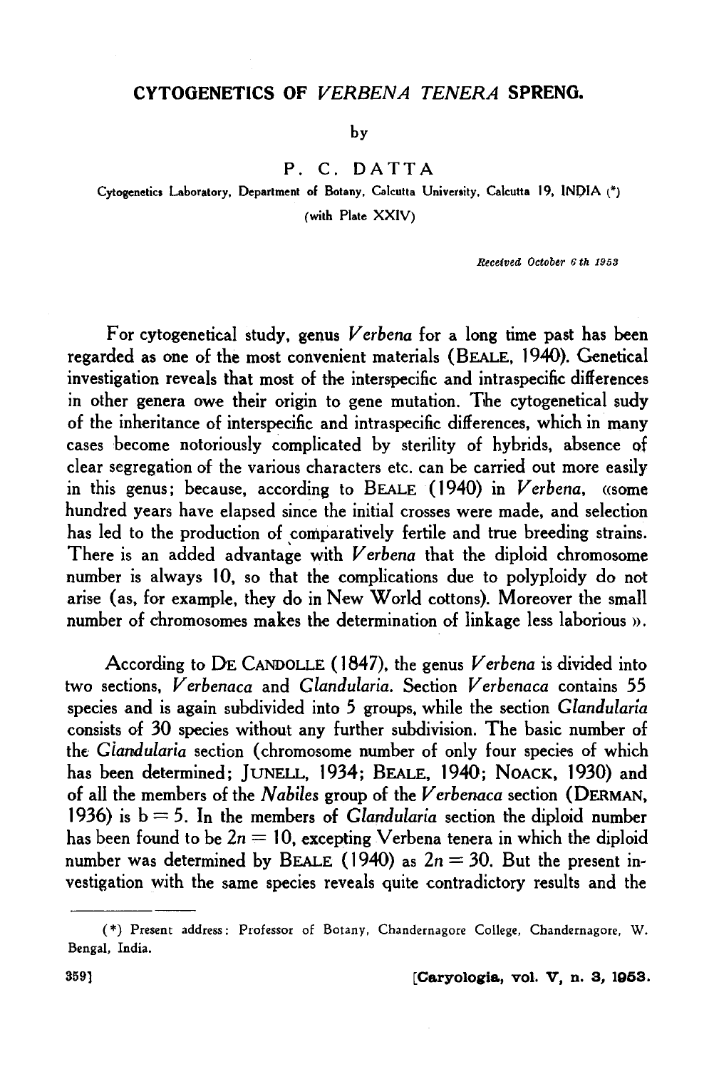# CYTOGENETICS OF *VERBENA TENERA* SPRENG.

by

P. C. DATTA

Cytogenetics Laboratory, Department of Botany, Calcutta University, Calcutta 19, INDIA (*)

(with Plate XXIV)

*Received October 6 th 1953*

For cytogenetical study, genus *Verbena* for a long time past has been regarded as one of the most convenient materials (BEALE, 1940). Genetical investigation reveals that most of the interspecific and intraspecific differences in other genera owe their origin to gene mutation. The cytogenetical sudy of the inheritance of interspecific and intraspecific differences, which in many cases become notoriously complicated by sterility of hybrids, absence of clear segregation of the various characters etc. can be carried out more easily in this genus; because, according to BEALE (1940) in *Verbena*, «some hundred years have elapsed since the initial crosses were made, and selection has led to the production of comparatively fertile and true breeding strains. There is an added advantage with *Verbena* that the diploid chromosome number is always 10, so that the complications due to polyploidy do not arise (as, for example, they do in New World cottons). Moreover the small number of chromosomes makes the determination of linkage less laborious ».

According to DE CANDOLLE (1847), the genus *Verbena* is divided into two sections, *Verbenaca* and *Glandularia*. Section *Verbenaca* contains 55 species and is again subdivided into 5 groups, while the section *Glandularia* consists of 30 species without any further subdivision. The basic number of the *Glandularia* section (chromosome number of only four species of which has been determined; JUNELL, 1934; BEALE, 1940; NOACK, 1930) and of all the members of the *Nabiles* group of the *Verbenaca* section (DERMAN, 1936) is $b = 5$. In the members of *Glandularia* section the diploid number has been found to be $2n = 10$, excepting Verbena tenera in which the diploid number was determined by BEALE (1940) as $2n = 30$. But the present investigation with the same species reveals quite contradictory results and the

(*) Present address: Professor of Botany, Chandernagore College, Chandernagore, W. Bengal, India.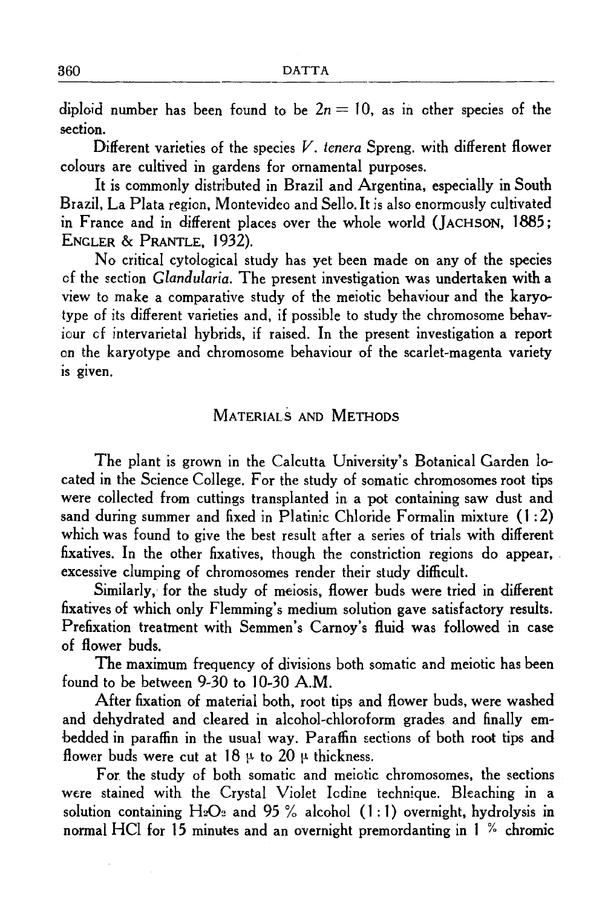diploid number has been found to be $2n = 10$, as in other species of the section.

Different varieties of the species *V. tenera* Spreng. with different flower colours are cultived in gardens for ornamental purposes.

It is commonly distributed in Brazil and Argentina, especially in South Brazil, La Plata region, Montevideo and Sello. It is also enormously cultivated in France and in different places over the whole world (JACHSON, 1885; ENGLER & PRANTLE, 1932).

No critical cytological study has yet been made on any of the species of the section *Glandularia*. The present investigation was undertaken with a view to make a comparative study of the meiotic behaviour and the karyotype of its different varieties and, if possible to study the chromosome behaviour of intervarietal hybrids, if raised. In the present investigation a report on the karyotype and chromosome behaviour of the scarlet-magenta variety is given.

## MATERIALS AND METHODS

The plant is grown in the Calcutta University's Botanical Garden located in the Science College. For the study of somatic chromosomes root tips were collected from cuttings transplanted in a pot containing saw dust and sand during summer and fixed in Platinic Chloride Formalin mixture (1:2) which was found to give the best result after a series of trials with different fixatives. In the other fixatives, though the constriction regions do appear, excessive clumping of chromosomes render their study difficult.

Similarly, for the study of meiosis, flower buds were tried in different fixatives of which only Flemming's medium solution gave satisfactory results. Prefixation treatment with Semmen's Carnoy's fluid was followed in case of flower buds.

The maximum frequency of divisions both somatic and meiotic has been found to be between 9-30 to 10-30 A.M.

After fixation of material both, root tips and flower buds, were washed and dehydrated and cleared in alcohol-chloroform grades and finally embedded in paraffin in the usual way. Paraffin sections of both root tips and flower buds were cut at 18 $\mu$ to 20 $\mu$ thickness.

For the study of both somatic and meiotic chromosomes, the sections were stained with the Crystal Violet Iodine technique. Bleaching in a solution containing $H_2O_2$ and 95 % alcohol (1:1) overnight, hydrolysis in normal HCl for 15 minutes and an overnight premordanting in 1 % chromic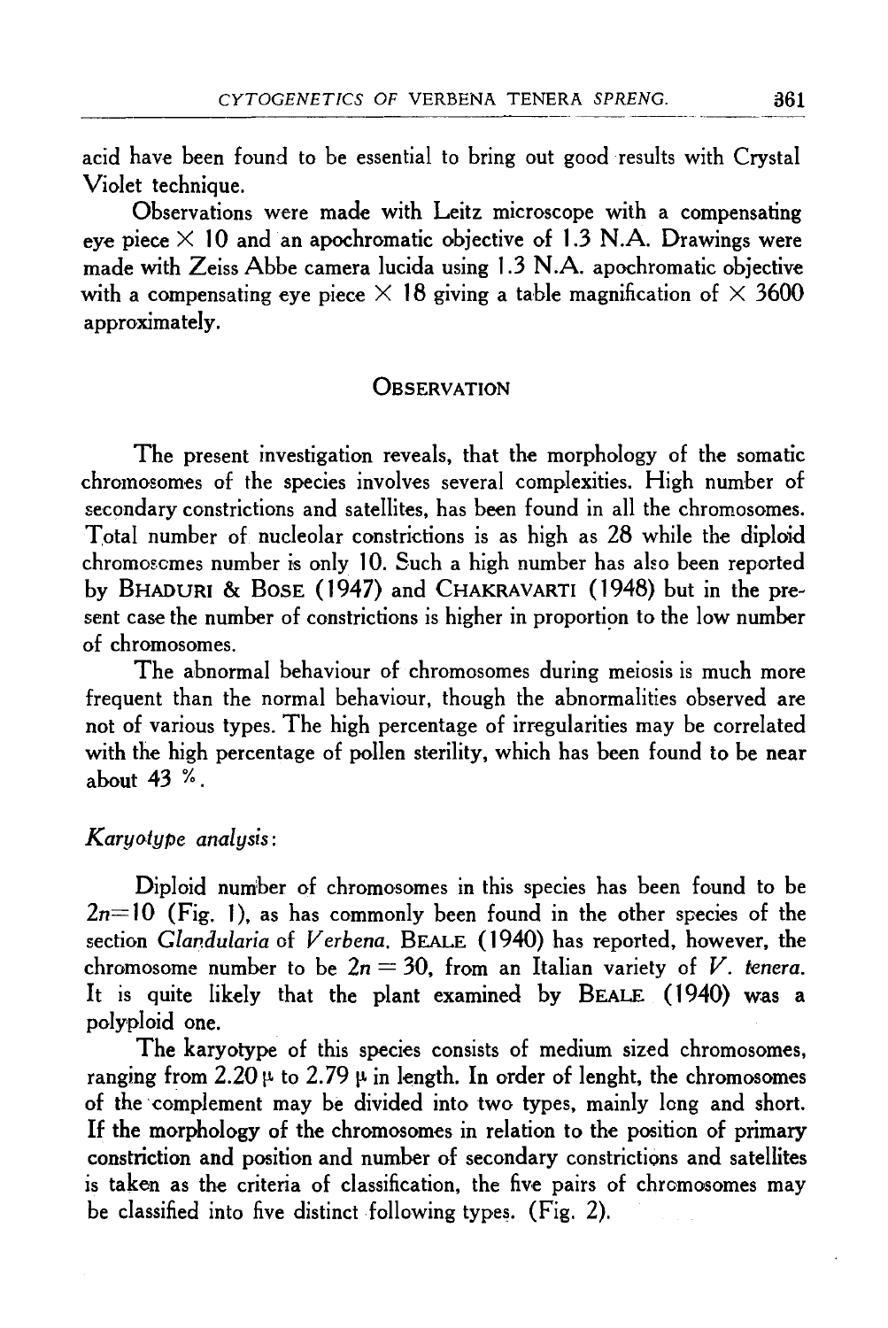acid have been found to be essential to bring out good results with Crystal Violet technique.

Observations were made with Leitz microscope with a compensating eye piece × 10 and an apochromatic objective of 1.3 N.A. Drawings were made with Zeiss Abbe camera lucida using 1.3 N.A. apochromatic objective with a compensating eye piece × 18 giving a table magnification of × 3600 approximately.

## Observation

The present investigation reveals, that the morphology of the somatic chromosomes of the species involves several complexities. High number of secondary constrictions and satellites, has been found in all the chromosomes. Total number of nucleolar constrictions is as high as 28 while the diploid chromosomes number is only 10. Such a high number has also been reported by Bhaduri & Bose (1947) and Chakravarti (1948) but in the present case the number of constrictions is higher in proportion to the low number of chromosomes.

The abnormal behaviour of chromosomes during meiosis is much more frequent than the normal behaviour, though the abnormalities observed are not of various types. The high percentage of irregularities may be correlated with the high percentage of pollen sterility, which has been found to be near about 43 %.

### *Karyotype analysis*:

Diploid number of chromosomes in this species has been found to be $2n=10$ (Fig. 1), as has commonly been found in the other species of the section *Glandularia* of *Verbena*. Beale (1940) has reported, however, the chromosome number to be $2n = 30$, from an Italian variety of *V. tenera*. It is quite likely that the plant examined by Beale (1940) was a polyploid one.

The karyotype of this species consists of medium sized chromosomes, ranging from 2.20 μ to 2.79 μ in length. In order of lenght, the chromosomes of the complement may be divided into two types, mainly long and short. If the morphology of the chromosomes in relation to the position of primary constriction and position and number of secondary constrictions and satellites is taken as the criteria of classification, the five pairs of chromosomes may be classified into five distinct following types. (Fig. 2).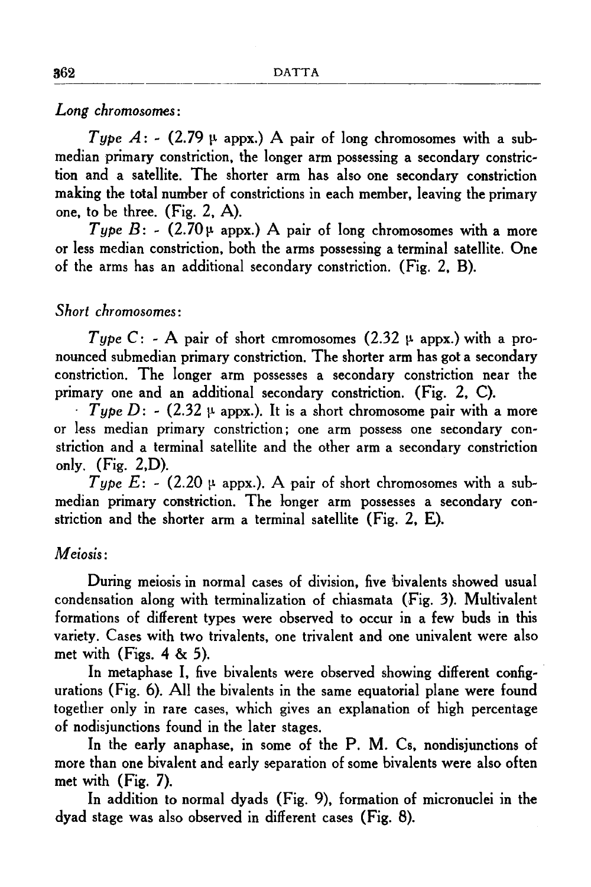*Long chromosomes*:

*Type A*: - (2.79 μ appx.) A pair of long chromosomes with a submedian primary constriction, the longer arm possessing a secondary constriction and a satellite. The shorter arm has also one secondary constriction making the total number of constrictions in each member, leaving the primary one, to be three. (Fig. 2, A).

*Type B*: - (2.70 μ appx.) A pair of long chromosomes with a more or less median constriction, both the arms possessing a terminal satellite. One of the arms has an additional secondary constriction. (Fig. 2, B).

*Short chromosomes*:

*Type C*: - A pair of short cmromosomes (2.32 μ appx.) with a pronounced submedian primary constriction. The shorter arm has got a secondary constriction. The longer arm possesses a secondary constriction near the primary one and an additional secondary constriction. (Fig. 2, C).

*Type D*: - (2.32 μ appx.). It is a short chromosome pair with a more or less median primary constriction; one arm possess one secondary constriction and a terminal satellite and the other arm a secondary constriction only. (Fig. 2,D).

*Type E*: - (2.20 μ appx.). A pair of short chromosomes with a submedian primary constriction. The longer arm possesses a secondary constriction and the shorter arm a terminal satellite (Fig. 2, E).

*Meiosis*:

During meiosis in normal cases of division, five bivalents showed usual condensation along with terminalization of chiasmata (Fig. 3). Multivalent formations of different types were observed to occur in a few buds in this variety. Cases with two trivalents, one trivalent and one univalent were also met with (Figs. 4 & 5).

In metaphase I, five bivalents were observed showing different configurations (Fig. 6). All the bivalents in the same equatorial plane were found together only in rare cases, which gives an explanation of high percentage of nodisjunctions found in the later stages.

In the early anaphase, in some of the P. M. Cs, nondisjunctions of more than one bivalent and early separation of some bivalents were also often met with (Fig. 7).

In addition to normal dyads (Fig. 9), formation of micronuclei in the dyad stage was also observed in different cases (Fig. 8).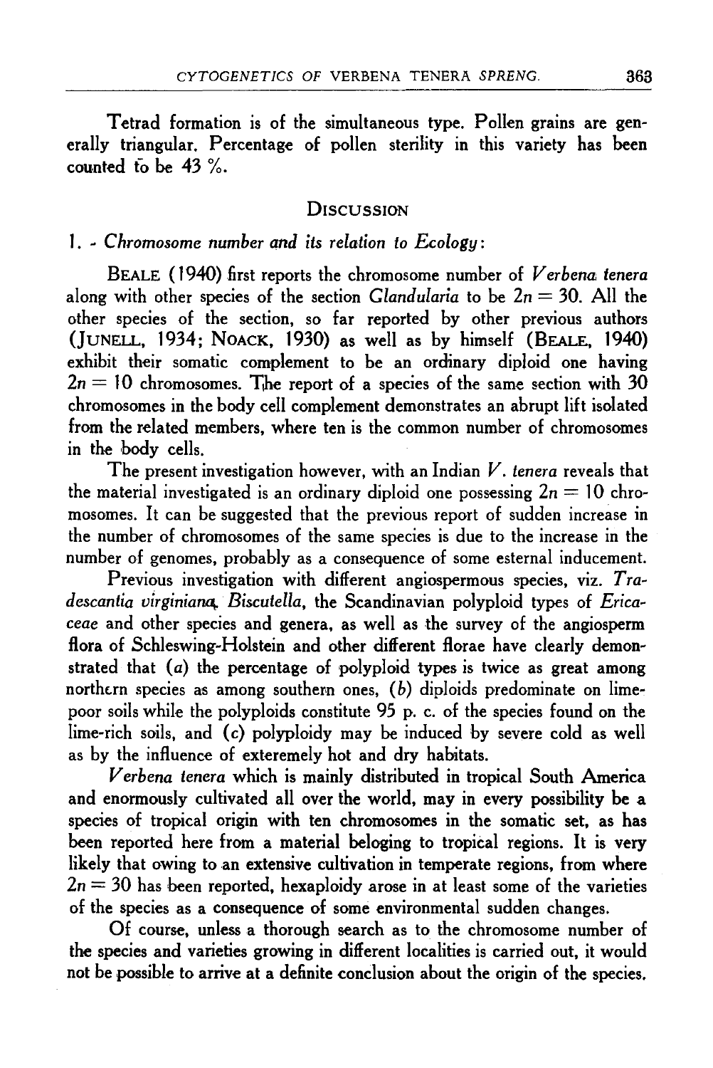Tetrad formation is of the simultaneous type. Pollen grains are generally triangular. Percentage of pollen sterility in this variety has been counted to be 43 %.

## Discussion

### 1. - *Chromosome number and its relation to Ecology*:

Beale (1940) first reports the chromosome number of *Verbena tenera* along with other species of the section *Glandularia* to be $2n = 30$. All the other species of the section, so far reported by other previous authors (Junell, 1934; Noack, 1930) as well as by himself (Beale, 1940) exhibit their somatic complement to be an ordinary diploid one having $2n = 10$ chromosomes. The report of a species of the same section with 30 chromosomes in the body cell complement demonstrates an abrupt lift isolated from the related members, where ten is the common number of chromosomes in the body cells.

The present investigation however, with an Indian *V. tenera* reveals that the material investigated is an ordinary diploid one possessing $2n = 10$ chromosomes. It can be suggested that the previous report of sudden increase in the number of chromosomes of the same species is due to the increase in the number of genomes, probably as a consequence of some esternal inducement.

Previous investigation with different angiospermous species, viz. *Tradescantia virginiana*, *Biscutella*, the Scandinavian polyploid types of *Ericaceae* and other species and genera, as well as the survey of the angiosperm flora of Schleswing-Holstein and other different florae have clearly demonstrated that (*a*) the percentage of polyploid types is twice as great among northern species as among southern ones, (*b*) diploids predominate on lime-poor soils while the polyploids constitute 95 p. c. of the species found on the lime-rich soils, and (*c*) polyploidy may be induced by severe cold as well as by the influence of exteremely hot and dry habitats.

*Verbena tenera* which is mainly distributed in tropical South America and enormously cultivated all over the world, may in every possibility be a species of tropical origin with ten chromosomes in the somatic set, as has been reported here from a material beloging to tropical regions. It is very likely that owing to an extensive cultivation in temperate regions, from where $2n = 30$ has been reported, hexaploidy arose in at least some of the varieties of the species as a consequence of some environmental sudden changes.

Of course, unless a thorough search as to the chromosome number of the species and varieties growing in different localities is carried out, it would not be possible to arrive at a definite conclusion about the origin of the species.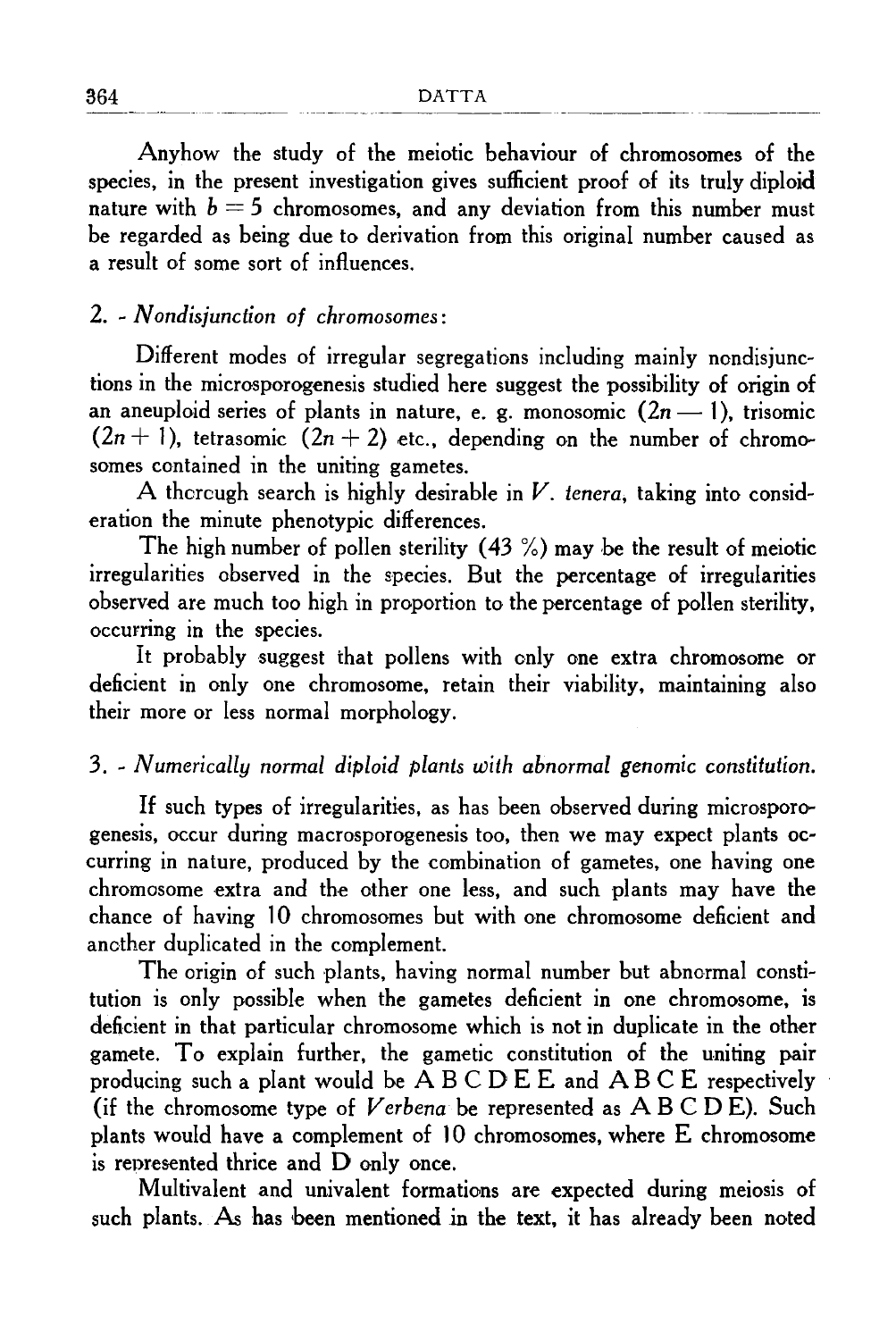Anyhow the study of the meiotic behaviour of chromosomes of the species, in the present investigation gives sufficient proof of its truly diploid nature with $b = 5$ chromosomes, and any deviation from this number must be regarded as being due to derivation from this original number caused as a result of some sort of influences.

### 2. - *Nondisjunction of chromosomes*:

Different modes of irregular segregations including mainly nondisjunctions in the microsporogenesis studied here suggest the possibility of origin of an aneuploid series of plants in nature, e. g. monosomic $(2n - 1)$, trisomic $(2n + 1)$, tetrasomic $(2n + 2)$ etc., depending on the number of chromosomes contained in the uniting gametes.

A thorough search is highly desirable in *V. tenera*, taking into consideration the minute phenotypic differences.

The high number of pollen sterility (43 %) may be the result of meiotic irregularities observed in the species. But the percentage of irregularities observed are much too high in proportion to the percentage of pollen sterility, occurring in the species.

It probably suggest that pollens with only one extra chromosome or deficient in only one chromosome, retain their viability, maintaining also their more or less normal morphology.

### 3. - *Numerically normal diploid plants with abnormal genomic constitution.*

If such types of irregularities, as has been observed during microsporogenesis, occur during macrosporogenesis too, then we may expect plants occurring in nature, produced by the combination of gametes, one having one chromosome extra and the other one less, and such plants may have the chance of having 10 chromosomes but with one chromosome deficient and another duplicated in the complement.

The origin of such plants, having normal number but abnormal constitution is only possible when the gametes deficient in one chromosome, is deficient in that particular chromosome which is not in duplicate in the other gamete. To explain further, the gametic constitution of the uniting pair producing such a plant would be A B C D E E and A B C E respectively (if the chromosome type of *Verbena* be represented as A B C D E). Such plants would have a complement of 10 chromosomes, where E chromosome is represented thrice and D only once.

Multivalent and univalent formations are expected during meiosis of such plants. As has been mentioned in the text, it has already been noted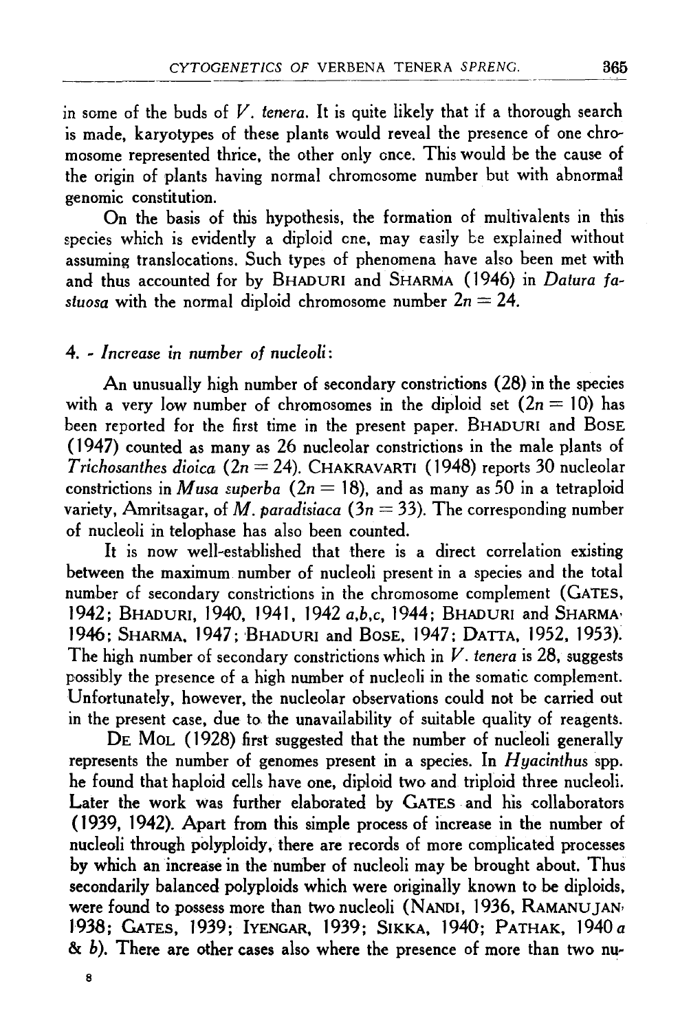in some of the buds of *V. tenera*. It is quite likely that if a thorough search is made, karyotypes of these plants would reveal the presence of one chromosome represented thrice, the other only once. This would be the cause of the origin of plants having normal chromosome number but with abnormal genomic constitution.

On the basis of this hypothesis, the formation of multivalents in this species which is evidently a diploid one, may easily be explained without assuming translocations. Such types of phenomena have also been met with and thus accounted for by BHADURI and SHARMA (1946) in *Datura fastuosa* with the normal diploid chromosome number $2n = 24$.

#### 4. - *Increase in number of nucleoli*:

An unusually high number of secondary constrictions (28) in the species with a very low number of chromosomes in the diploid set ($2n = 10$) has been reported for the first time in the present paper. BHADURI and BOSE (1947) counted as many as 26 nucleolar constrictions in the male plants of *Trichosanthes dioica* ($2n = 24$). CHAKRAVARTI (1948) reports 30 nucleolar constrictions in *Musa superba* ($2n = 18$), and as many as 50 in a tetraploid variety, Amritsagar, of *M. paradisiaca* ($3n = 33$). The corresponding number of nucleoli in telophase has also been counted.

It is now well-established that there is a direct correlation existing between the maximum number of nucleoli present in a species and the total number of secondary constrictions in the chromosome complement (GATES, 1942; BHADURI, 1940, 1941, 1942 *a,b,c*, 1944; BHADURI and SHARMA, 1946; SHARMA, 1947; BHADURI and BOSE, 1947; DATTA, 1952, 1953). The high number of secondary constrictions which in *V. tenera* is 28, suggests possibly the presence of a high number of nucleoli in the somatic complement. Unfortunately, however, the nucleolar observations could not be carried out in the present case, due to the unavailability of suitable quality of reagents.

DE MOL (1928) first suggested that the number of nucleoli generally represents the number of genomes present in a species. In *Hyacinthus* spp. he found that haploid cells have one, diploid two and triploid three nucleoli. Later the work was further elaborated by GATES and his collaborators (1939, 1942). Apart from this simple process of increase in the number of nucleoli through polyploidy, there are records of more complicated processes by which an increase in the number of nucleoli may be brought about. Thus secondarily balanced polyploids which were originally known to be diploids, were found to possess more than two nucleoli (NANDI, 1936, RAMANUJAN, 1938; GATES, 1939; IYENGAR, 1939; SIKKA, 1940; PATHAK, 1940 *a* & *b*). There are other cases also where the presence of more than two nu-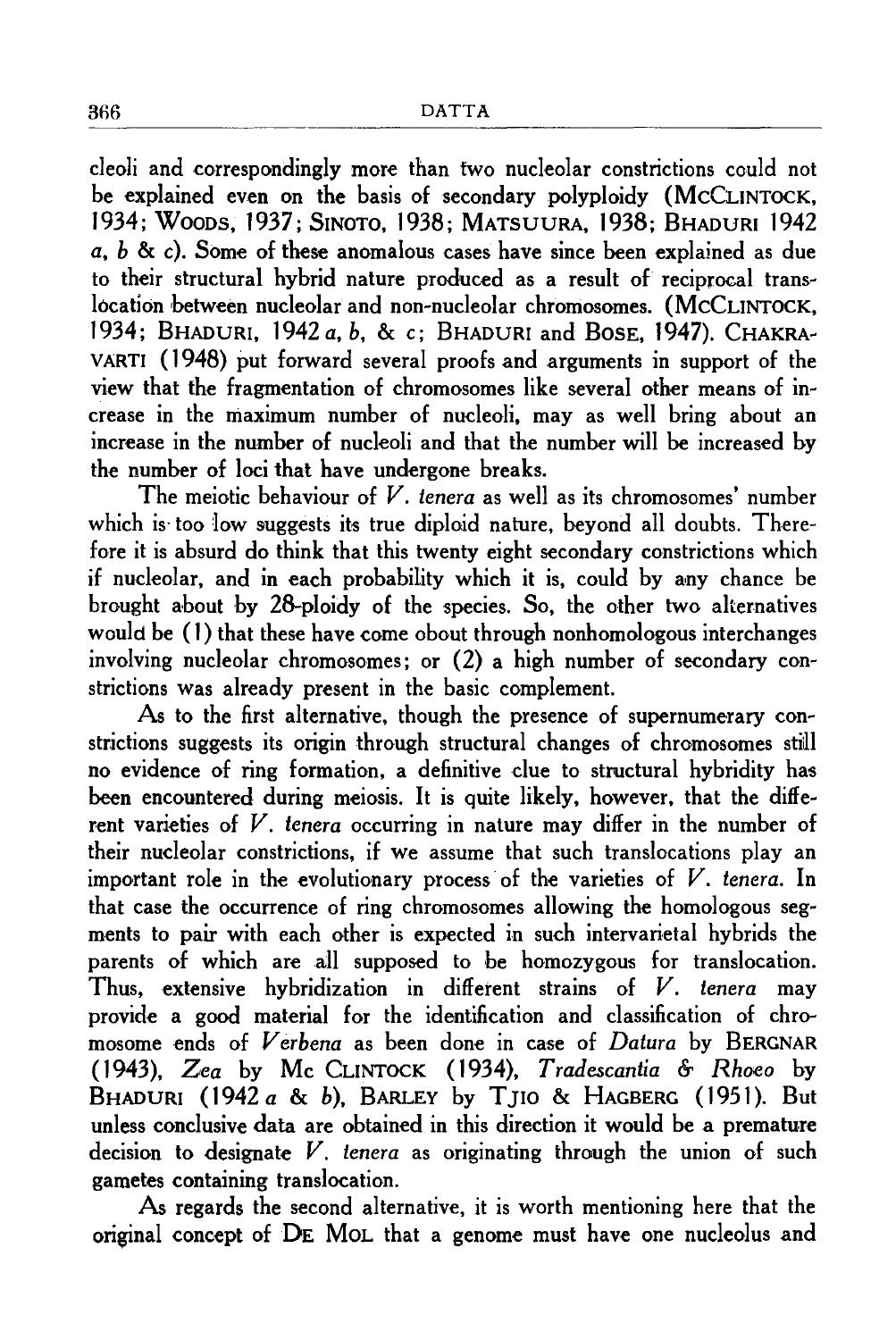cleoli and correspondingly more than two nucleolar constrictions could not be explained even on the basis of secondary polyploidy (McCLINTOCK, 1934; WOODS, 1937; SINOTO, 1938; MATSUURA, 1938; BHADURI 1942 *a*, *b* & *c*). Some of these anomalous cases have since been explained as due to their structural hybrid nature produced as a result of reciprocal translocation between nucleolar and non-nucleolar chromosomes. (McCLINTOCK, 1934; BHADURI, 1942 *a*, *b*, & *c*; BHADURI and BOSE, 1947). CHAKRAVARTI (1948) put forward several proofs and arguments in support of the view that the fragmentation of chromosomes like several other means of increase in the maximum number of nucleoli, may as well bring about an increase in the number of nucleoli and that the number will be increased by the number of loci that have undergone breaks.

The meiotic behaviour of *V. tenera* as well as its chromosomes' number which is too low suggests its true diploid nature, beyond all doubts. Therefore it is absurd do think that this twenty eight secondary constrictions which if nucleolar, and in each probability which it is, could by any chance be brought about by 28-ploidy of the species. So, the other two alternatives would be (1) that these have come obout through nonhomologous interchanges involving nucleolar chromosomes; or (2) a high number of secondary constrictions was already present in the basic complement.

As to the first alternative, though the presence of supernumerary constrictions suggests its origin through structural changes of chromosomes still no evidence of ring formation, a definitive clue to structural hybridity has been encountered during meiosis. It is quite likely, however, that the different varieties of *V. tenera* occurring in nature may differ in the number of their nucleolar constrictions, if we assume that such translocations play an important role in the evolutionary process of the varieties of *V. tenera*. In that case the occurrence of ring chromosomes allowing the homologous segments to pair with each other is expected in such intervarietal hybrids the parents of which are all supposed to be homozygous for translocation. Thus, extensive hybridization in different strains of *V. tenera* may provide a good material for the identification and classification of chromosome ends of *Verbena* as been done in case of *Datura* by BERGNAR (1943), *Zea* by Mc CLINTOCK (1934), *Tradescantia & Rhoeo* by BHADURI (1942 *a* & *b*), BARLEY by TJIO & HAGBERG (1951). But unless conclusive data are obtained in this direction it would be a premature decision to designate *V. tenera* as originating through the union of such gametes containing translocation.

As regards the second alternative, it is worth mentioning here that the original concept of DE MOL that a genome must have one nucleolus and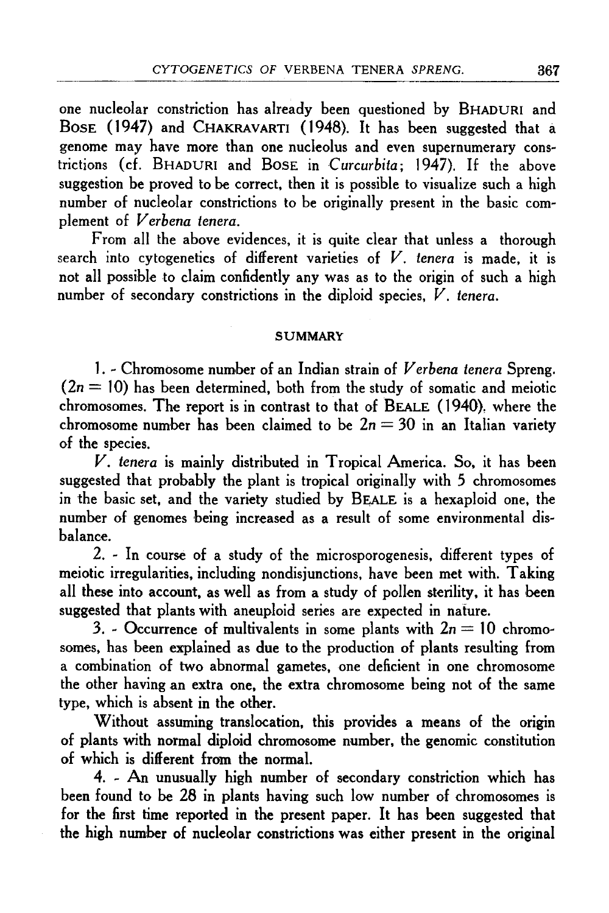one nucleolar constriction has already been questioned by BHADURI and BOSE (1947) and CHAKRAVARTI (1948). It has been suggested that a genome may have more than one nucleolus and even supernumerary constrictions (cf. BHADURI and BOSE in *Curcurbita*; 1947). If the above suggestion be proved to be correct, then it is possible to visualize such a high number of nucleolar constrictions to be originally present in the basic complement of *Verbena tenera*.

From all the above evidences, it is quite clear that unless a thorough search into cytogenetics of different varieties of *V. tenera* is made, it is not all possible to claim confidently any was as to the origin of such a high number of secondary constrictions in the diploid species, *V. tenera*.

## SUMMARY

1. - Chromosome number of an Indian strain of *Verbena tenera* Spreng. ($2n = 10$) has been determined, both from the study of somatic and meiotic chromosomes. The report is in contrast to that of BEALE (1940), where the chromosome number has been claimed to be $2n = 30$ in an Italian variety of the species.

*V. tenera* is mainly distributed in Tropical America. So, it has been suggested that probably the plant is tropical originally with 5 chromosomes in the basic set, and the variety studied by BEALE is a hexaploid one, the number of genomes being increased as a result of some environmental disbalance.

2. - In course of a study of the microsporogenesis, different types of meiotic irregularities, including nondisjunctions, have been met with. Taking all these into account, as well as from a study of pollen sterility, it has been suggested that plants with aneuploid series are expected in nature.

3. - Occurrence of multivalents in some plants with $2n = 10$ chromosomes, has been explained as due to the production of plants resulting from a combination of two abnormal gametes, one deficient in one chromosome the other having an extra one, the extra chromosome being not of the same type, which is absent in the other.

Without assuming translocation, this provides a means of the origin of plants with normal diploid chromosome number, the genomic constitution of which is different from the normal.

4. - An unusually high number of secondary constriction which has been found to be 28 in plants having such low number of chromosomes is for the first time reported in the present paper. It has been suggested that the high number of nucleolar constrictions was either present in the original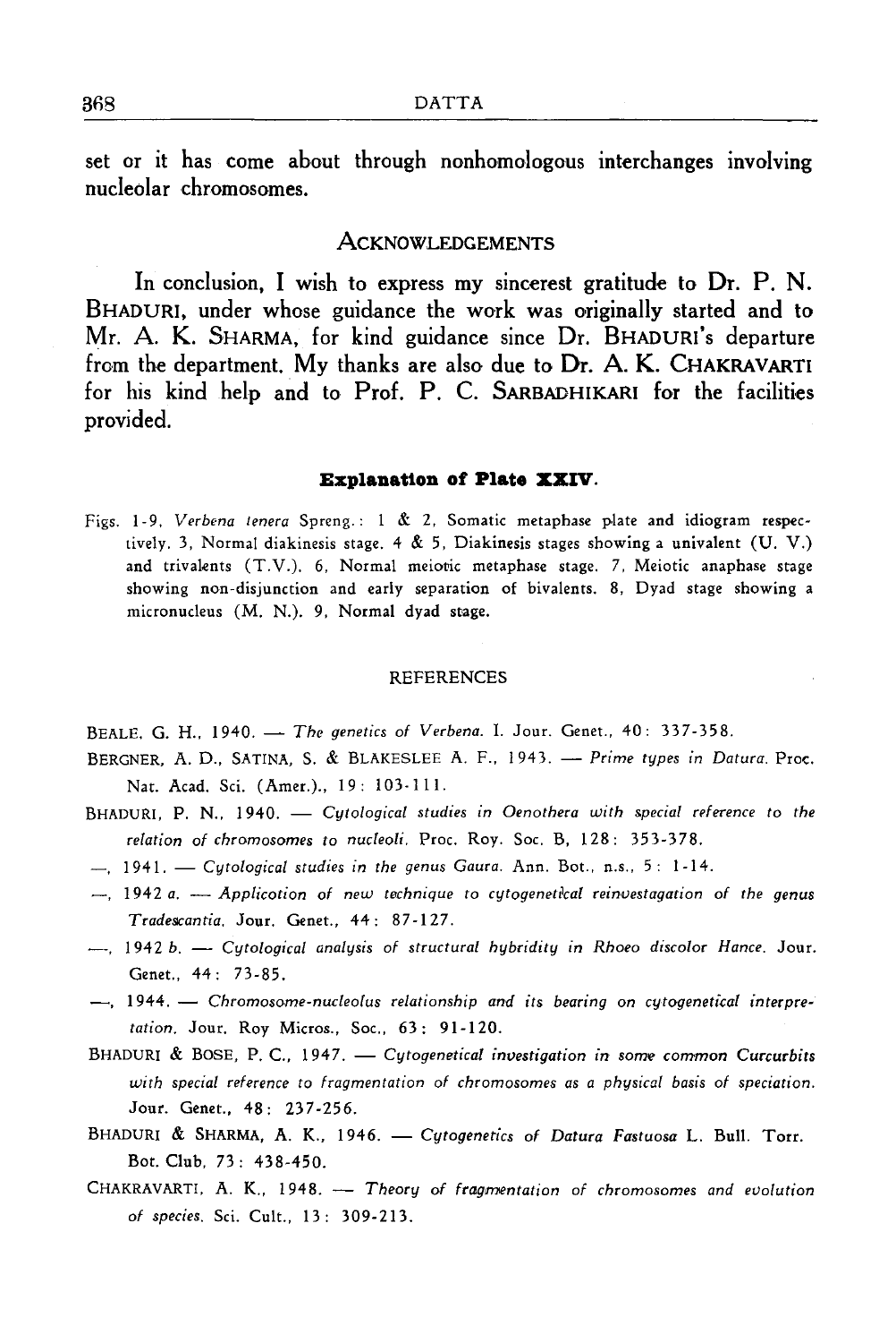set or it has come about through nonhomologous interchanges involving nucleolar chromosomes.

## ACKNOWLEDGEMENTS

In conclusion, I wish to express my sincerest gratitude to Dr. P. N. BHADURI, under whose guidance the work was originally started and to Mr. A. K. SHARMA, for kind guidance since Dr. BHADURI's departure from the department. My thanks are also due to Dr. A. K. CHAKRAVARTI for his kind help and to Prof. P. C. SARBADHIKARI for the facilities provided.

### Explanation of Plate XXIV.

Figs. 1-9, *Verbena tenera* Spreng.: 1 & 2, Somatic metaphase plate and idiogram respectively. 3, Normal diakinesis stage. 4 & 5, Diakinesis stages showing a univalent (U. V.) and trivalents (T.V.). 6, Normal meiotic metaphase stage. 7, Meiotic anaphase stage showing non-disjunction and early separation of bivalents. 8, Dyad stage showing a micronucleus (M. N.). 9, Normal dyad stage.

## REFERENCES

BEALE, G. H., 1940. — *The genetics of Verbena*. I. Jour. Genet., 40: 337-358.

BERGNER, A. D., SATINA, S. & BLAKESLEE A. F., 1943. — *Prime types in Datura*. Proc. Nat. Acad. Sci. (Amer.)., 19: 103-111.

BHADURI, P. N., 1940. — *Cytological studies in Oenothera with special reference to the relation of chromosomes to nucleoli*. Proc. Roy. Soc. B, 128: 353-378.

—, 1941. — *Cytological studies in the genus Gaura*. Ann. Bot., n.s., 5: 1-14.

—, 1942 *a*. — *Applicotion of new technique to cytogenetical reinvestagation of the genus Tradescantia*. Jour. Genet., 44: 87-127.

—, 1942 *b*. — *Cytological analysis of structural hybridity in Rhoeo discolor Hance*. Jour. Genet., 44: 73-85.

—, 1944. — *Chromosome-nucleolus relationship and its bearing on cytogenetical interpretation*. Jour. Roy Micros., Soc., 63: 91-120.

BHADURI & BOSE, P. C., 1947. — *Cytogenetical investigation in some common Curcurbits with special reference to fragmentation of chromosomes as a physical basis of speciation*. Jour. Genet., 48: 237-256.

BHADURI & SHARMA, A. K., 1946. — *Cytogenetics of Datura Fastuosa* L. Bull. Torr. Bot. Club, 73: 438-450.

CHAKRAVARTI, A. K., 1948. — *Theory of fragmentation of chromosomes and evolution of species*. Sci. Cult., 13: 309-213.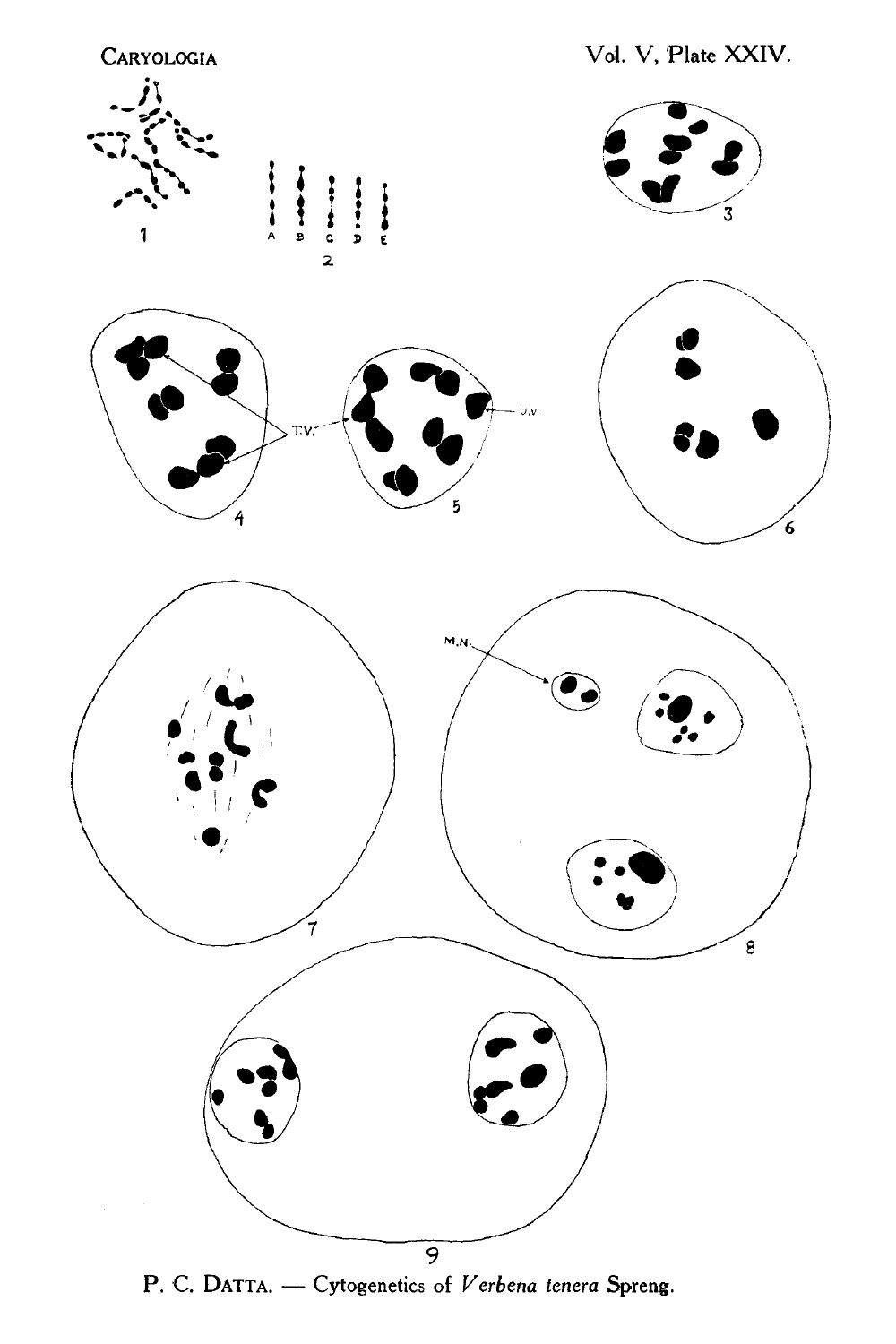P. C. Datta. — Cytogenetics of *Verbena tenera* Spreng.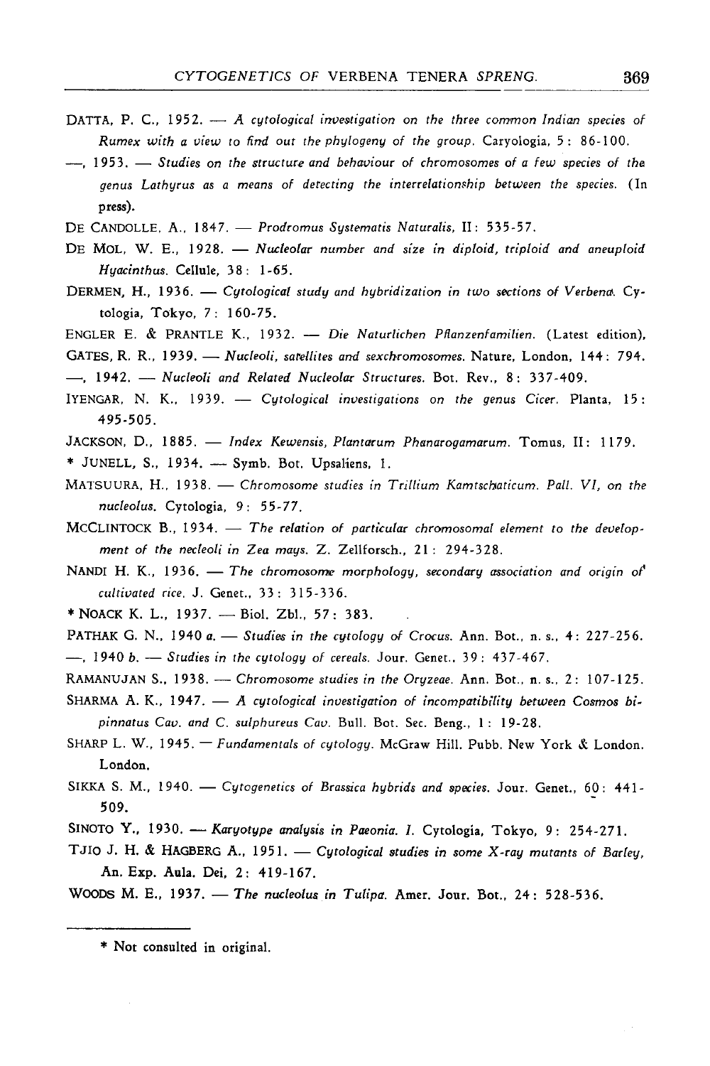DATTA, P. C., 1952. — *A cytological investigation on the three common Indian species of Rumex with a view to find out the phylogeny of the group.* Caryologia, 5: 86-100.

—, 1953. — *Studies on the structure and behaviour of chromosomes of a few species of the genus Lathyrus as a means of detecting the interrelationship between the species.* (In press).

DE CANDOLLE, A., 1847. — *Prodromus Systematis Naturalis,* II: 535-57.

DE MOL, W. E., 1928. — *Nucleolar number and size in diploid, triploid and aneuploid Hyacinthus.* Cellule, 38: 1-65.

DERMEN, H., 1936. — *Cytological study and hybridization in two sections of Verbena.* Cytologia, Tokyo, 7: 160-75.

ENGLER E. & PRANTLE K., 1932. — *Die Naturlichen Pflanzenfamilien.* (Latest edition).

GATES, R. R., 1939. — *Nucleoli, satellites and sexchromosomes.* Nature, London, 144: 794.

—, 1942. — *Nucleoli and Related Nucleolar Structures.* Bot. Rev., 8: 337-409.

IYENGAR, N. K., 1939. — *Cytological investigations on the genus Cicer.* Planta, 15: 495-505.

JACKSON, D., 1885. — *Index Kewensis, Plantarum Phanarogamarum.* Tomus, II: 1179.

\* JUNELL, S., 1934. — Symb. Bot. Upsaliens, I.

MATSUURA, H., 1938. — *Chromosome studies in Trillium Kamtschaticum. Pall. VI, on the nucleolus.* Cytologia, 9: 55-77.

MCCLINTOCK B., 1934. — *The relation of particular chromosomal element to the development of the necleoli in Zea mays.* Z. Zellforsch., 21: 294-328.

NANDI H. K., 1936. — *The chromosome morphology, secondary association and origin of cultivated rice.* J. Genet., 33: 315-336.

\* NOACK K. L., 1937. — Biol. Zbl., 57: 383.

PATHAK G. N., 1940 *a.* — *Studies in the cytology of Crocus.* Ann. Bot., n. s., 4: 227-256.

—, 1940 *b.* — *Studies in the cytology of cereals.* Jour. Genet., 39: 437-467.

RAMANUJAN S., 1938. — *Chromosome studies in the Oryzeae.* Ann. Bot., n. s., 2: 107-125.

SHARMA A. K., 1947. — *A cytological investigation of incompatibility between Cosmos bipinnatus Cav. and C. sulphureus Cav.* Bull. Bot. Sec. Beng., 1: 19-28.

SHARP L. W., 1945. — *Fundamentals of cytology.* McGraw Hill. Pubb. New York & London. London.

SIKKA S. M., 1940. — *Cytogenetics of Brassica hybrids and species.* Jour. Genet., 60: 441-509.

SINOTO Y., 1930. — *Karyotype analysis in Paeonia. I.* Cytologia, Tokyo, 9: 254-271.

TJIO J. H. & HAGBERG A., 1951. — *Cytological studies in some X-ray mutants of Barley,* An. Exp. Aula. Dei, 2: 419-167.

WOODS M. E., 1937. — *The nucleolus in Tulipa.* Amer. Jour. Bot., 24: 528-536.

---

\* Not consulted in original.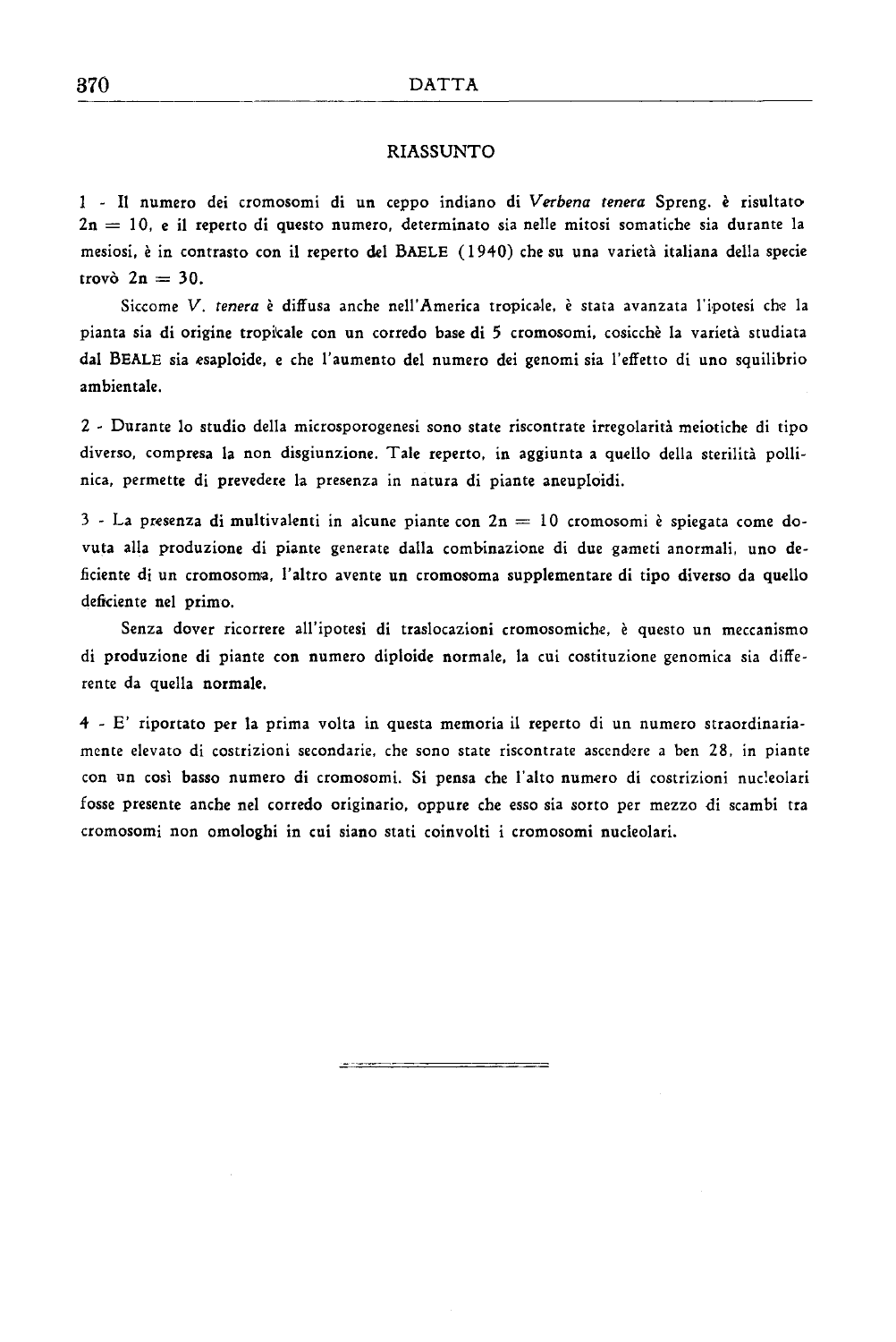## RIASSUNTO

1 - Il numero dei cromosomi di un ceppo indiano di *Verbena tenera* Spreng. è risultato $2n = 10$, e il reperto di questo numero, determinato sia nelle mitosi somatiche sia durante la mesiosi, è in contrasto con il reperto del BAELE (1940) che su una varietà italiana della specie trovò $2n = 30$.

Siccome *V. tenera* è diffusa anche nell'America tropicale, è stata avanzata l'ipotesi che la pianta sia di origine tropicale con un corredo base di 5 cromosomi, cosicchè la varietà studiata dal BEALE sia esaploide, e che l'aumento del numero dei genomi sia l'effetto di uno squilibrio ambientale.

2 - Durante lo studio della microsporogenesi sono state riscontrate irregolarità meiotiche di tipo diverso, compresa la non disgiunzione. Tale reperto, in aggiunta a quello della sterilità pollinica, permette di prevedere la presenza in natura di piante aneuploidi.

3 - La presenza di multivalenti in alcune piante con $2n = 10$ cromosomi è spiegata come dovuta alla produzione di piante generate dalla combinazione di due gameti anormali, uno deficiente di un cromosoma, l'altro avente un cromosoma supplementare di tipo diverso da quello deficiente nel primo.

Senza dover ricorrere all'ipotesi di traslocazioni cromosomiche, è questo un meccanismo di produzione di piante con numero diploide normale, la cui costituzione genomica sia differente da quella normale.

4 - E' riportato per la prima volta in questa memoria il reperto di un numero straordinariamente elevato di costrizioni secondarie, che sono state riscontrate ascendere a ben 28, in piante con un così basso numero di cromosomi. Si pensa che l'alto numero di costrizioni nucleolari fosse presente anche nel corredo originario, oppure che esso sia sorto per mezzo di scambi tra cromosomi non omologhi in cui siano stati coinvolti i cromosomi nucleolari.